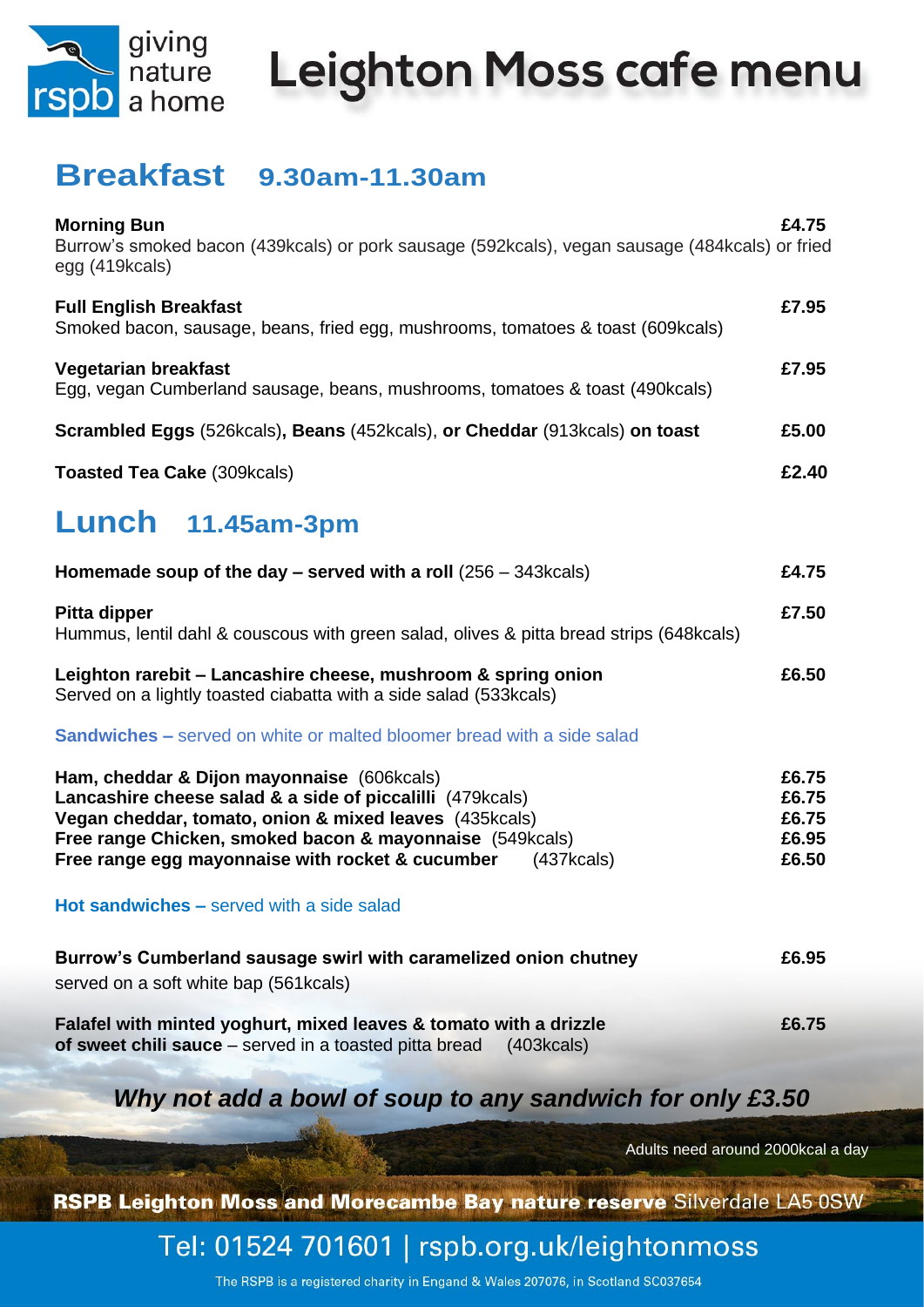rspb giving nature a home

# Leighton Moss cafe menu

## Breakfast 9.30am-11.30am

**Morning Bun** **£4.75**
Burrow's smoked bacon (439kcals) or pork sausage (592kcals), vegan sausage (484kcals) or fried egg (419kcals)

**Full English Breakfast** **£7.95**
Smoked bacon, sausage, beans, fried egg, mushrooms, tomatoes & toast (609kcals)

**Vegetarian breakfast** **£7.95**
Egg, vegan Cumberland sausage, beans, mushrooms, tomatoes & toast (490kcals)

**Scrambled Eggs** (526kcals)**, Beans** (452kcals)**, or Cheddar** (913kcals) **on toast** **£5.00**

**Toasted Tea Cake** (309kcals) **£2.40**

## Lunch 11.45am-3pm

**Homemade soup of the day – served with a roll** (256 – 343kcals) **£4.75**

**Pitta dipper** **£7.50**
Hummus, lentil dahl & couscous with green salad, olives & pitta bread strips (648kcals)

**Leighton rarebit – Lancashire cheese, mushroom & spring onion** **£6.50**
Served on a lightly toasted ciabatta with a side salad (533kcals)

**Sandwiches –** served on white or malted bloomer bread with a side salad

**Ham, cheddar & Dijon mayonnaise** (606kcals) **£6.75**
**Lancashire cheese salad & a side of piccalilli** (479kcals) **£6.75**
**Vegan cheddar, tomato, onion & mixed leaves** (435kcals) **£6.75**
**Free range Chicken, smoked bacon & mayonnaise** (549kcals) **£6.95**
**Free range egg mayonnaise with rocket & cucumber** (437kcals) **£6.50**

**Hot sandwiches –** served with a side salad

**Burrow's Cumberland sausage swirl with caramelized onion chutney** **£6.95**
served on a soft white bap (561kcals)

**Falafel with minted yoghurt, mixed leaves & tomato with a drizzle of sweet chili sauce** – served in a toasted pitta bread (403kcals) **£6.75**

***Why not add a bowl of soup to any sandwich for only £3.50***

Adults need around 2000kcal a day

**RSPB Leighton Moss and Morecambe Bay nature reserve** Silverdale LA5 0SW

Tel: 01524 701601 | rspb.org.uk/leightonmoss

The RSPB is a registered charity in Engand & Wales 207076, in Scotland SC037654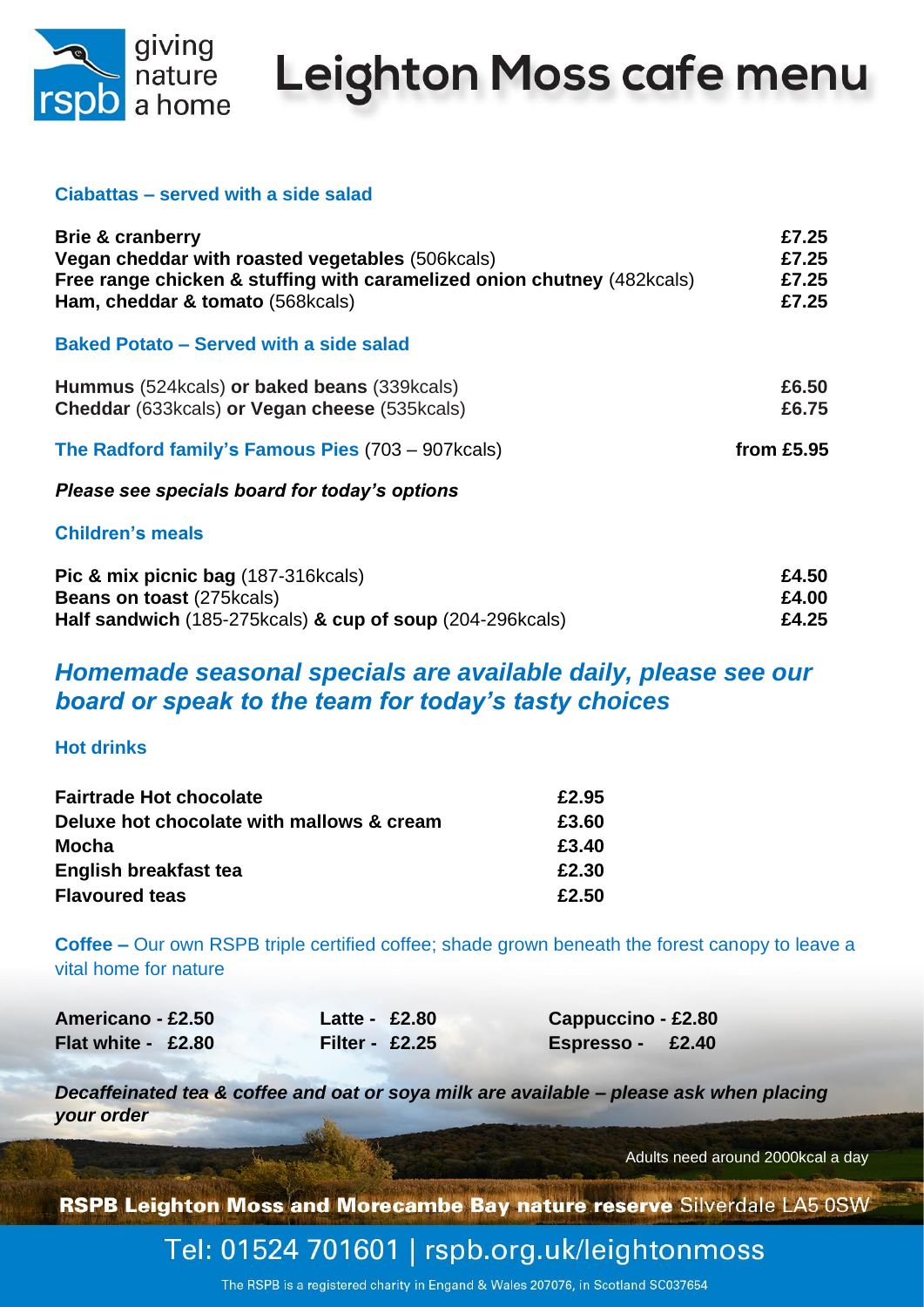giving nature a home

# Leighton Moss cafe menu

### Ciabattas – served with a side salad

| | |
|---|---|
| **Brie & cranberry** | **£7.25** |
| **Vegan cheddar with roasted vegetables** (506kcals) | **£7.25** |
| **Free range chicken & stuffing with caramelized onion chutney** (482kcals) | **£7.25** |
| **Ham, cheddar & tomato** (568kcals) | **£7.25** |

### Baked Potato – Served with a side salad

| | |
|---|---|
| **Hummus** (524kcals) **or baked beans** (339kcals) | **£6.50** |
| **Cheddar** (633kcals) **or Vegan cheese** (535kcals) | **£6.75** |

### The Radford family's Famous Pies (703 – 907kcals) — from £5.95

***Please see specials board for today's options***

### Children's meals

| | |
|---|---|
| **Pic & mix picnic bag** (187-316kcals) | **£4.50** |
| **Beans on toast** (275kcals) | **£4.00** |
| **Half sandwich** (185-275kcals) **& cup of soup** (204-296kcals) | **£4.25** |

## *Homemade seasonal specials are available daily, please see our board or speak to the team for today's tasty choices*

### Hot drinks

| | |
|---|---|
| **Fairtrade Hot chocolate** | **£2.95** |
| **Deluxe hot chocolate with mallows & cream** | **£3.60** |
| **Mocha** | **£3.40** |
| **English breakfast tea** | **£2.30** |
| **Flavoured teas** | **£2.50** |

**Coffee –** Our own RSPB triple certified coffee; shade grown beneath the forest canopy to leave a vital home for nature

| | | |
|---|---|---|
| **Americano - £2.50** | **Latte - £2.80** | **Cappuccino - £2.80** |
| **Flat white - £2.80** | **Filter - £2.25** | **Espresso - £2.40** |

***Decaffeinated tea & coffee and oat or soya milk are available – please ask when placing your order***

Adults need around 2000kcal a day

**RSPB Leighton Moss and Morecambe Bay nature reserve** Silverdale LA5 0SW

Tel: 01524 701601 | rspb.org.uk/leightonmoss

The RSPB is a registered charity in Engand & Wales 207076, in Scotland SC037654